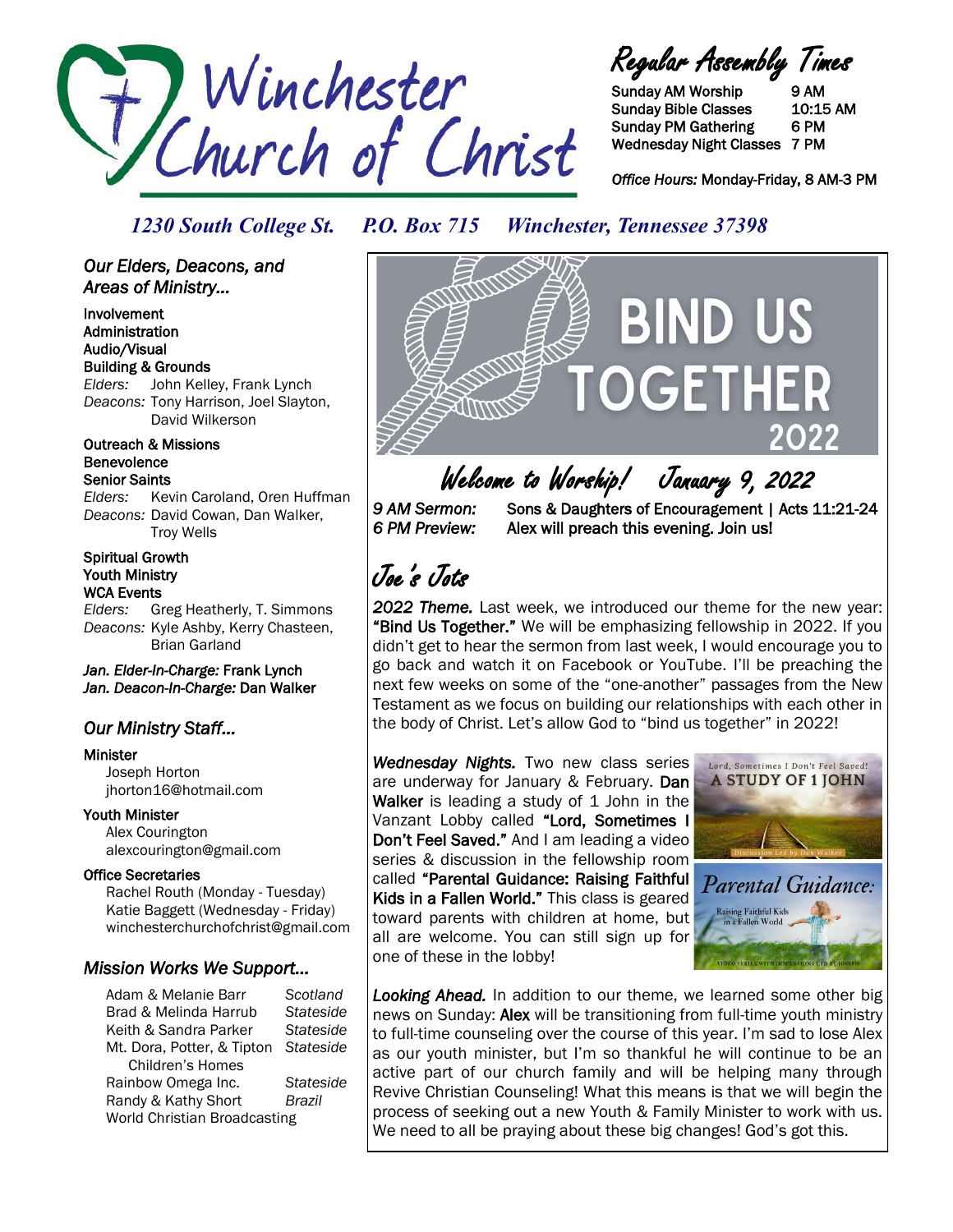# Winchester Church of Christ

## Regular Assembly Times

Sunday AM Worship 9 AM
Sunday Bible Classes 10:15 AM
Sunday PM Gathering 6 PM
Wednesday Night Classes 7 PM

*Office Hours:* Monday-Friday, 8 AM-3 PM

*1230 South College St. P.O. Box 715 Winchester, Tennessee 37398*

## *Our Elders, Deacons, and Areas of Ministry...*

**Involvement**
**Administration**
**Audio/Visual**
**Building & Grounds**
*Elders:* John Kelley, Frank Lynch
*Deacons:* Tony Harrison, Joel Slayton, David Wilkerson

**Outreach & Missions**
**Benevolence**
**Senior Saints**
*Elders:* Kevin Caroland, Oren Huffman
*Deacons:* David Cowan, Dan Walker, Troy Wells

**Spiritual Growth**
**Youth Ministry**
**WCA Events**
*Elders:* Greg Heatherly, T. Simmons
*Deacons:* Kyle Ashby, Kerry Chasteen, Brian Garland

*Jan. Elder-In-Charge:* Frank Lynch
*Jan. Deacon-In-Charge:* Dan Walker

## *Our Ministry Staff...*

**Minister**
Joseph Horton
jhorton16@hotmail.com

**Youth Minister**
Alex Courington
alexcourington@gmail.com

**Office Secretaries**
Rachel Routh (Monday - Tuesday)
Katie Baggett (Wednesday - Friday)
winchesterchurchofchrist@gmail.com

## *Mission Works We Support...*

| | |
|---|---|
| Adam & Melanie Barr | *Scotland* |
| Brad & Melinda Harrub | *Stateside* |
| Keith & Sandra Parker | *Stateside* |
| Mt. Dora, Potter, & Tipton Children's Homes | *Stateside* |
| Rainbow Omega Inc. | *Stateside* |
| Randy & Kathy Short | *Brazil* |
| World Christian Broadcasting | |

# BIND US TOGETHER 2022

## Welcome to Worship! January 9, 2022

*9 AM Sermon:* Sons & Daughters of Encouragement | Acts 11:21-24
*6 PM Preview:* Alex will preach this evening. Join us!

## Joe's Jots

***2022 Theme.*** Last week, we introduced our theme for the new year: **"Bind Us Together."** We will be emphasizing fellowship in 2022. If you didn't get to hear the sermon from last week, I would encourage you to go back and watch it on Facebook or YouTube. I'll be preaching the next few weeks on some of the "one-another" passages from the New Testament as we focus on building our relationships with each other in the body of Christ. Let's allow God to "bind us together" in 2022!

***Wednesday Nights.*** Two new class series are underway for January & February. **Dan Walker** is leading a study of 1 John in the Vanzant Lobby called **"Lord, Sometimes I Don't Feel Saved."** And I am leading a video series & discussion in the fellowship room called **"Parental Guidance: Raising Faithful Kids in a Fallen World."** This class is geared toward parents with children at home, but all are welcome. You can still sign up for one of these in the lobby!

Lord, Sometimes I Don't Feel Saved! A STUDY OF 1 JOHN — Discussion Led by Dan Walker

Parental Guidance: Raising Faithful Kids in a Fallen World — VIDEO SERIES WITH DISCUSSIONS LED BY JOSEPH

***Looking Ahead.*** In addition to our theme, we learned some other big news on Sunday: **Alex** will be transitioning from full-time youth ministry to full-time counseling over the course of this year. I'm sad to lose Alex as our youth minister, but I'm so thankful he will continue to be an active part of our church family and will be helping many through Revive Christian Counseling! What this means is that we will begin the process of seeking out a new Youth & Family Minister to work with us. We need to all be praying about these big changes! God's got this.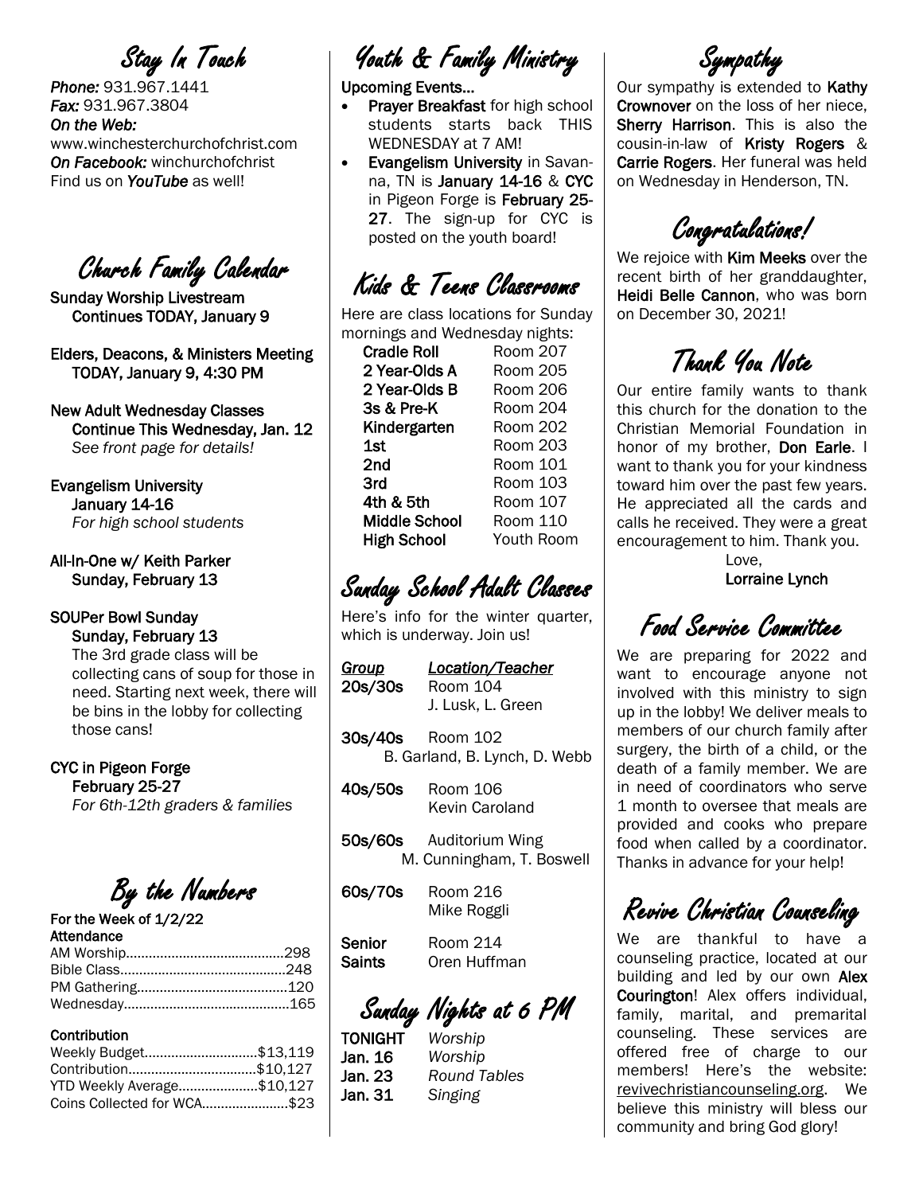## Stay In Touch

*Phone:* 931.967.1441
*Fax:* 931.967.3804
*On the Web:*
www.winchesterchurchofchrist.com
*On Facebook:* winchurchofchrist
Find us on *YouTube* as well!

## Church Family Calendar

**Sunday Worship Livestream**
**Continues TODAY, January 9**

**Elders, Deacons, & Ministers Meeting**
**TODAY, January 9, 4:30 PM**

**New Adult Wednesday Classes**
**Continue This Wednesday, Jan. 12**
*See front page for details!*

**Evangelism University**
**January 14-16**
*For high school students*

**All-In-One w/ Keith Parker**
**Sunday, February 13**

**SOUPer Bowl Sunday**
**Sunday, February 13**
The 3rd grade class will be collecting cans of soup for those in need. Starting next week, there will be bins in the lobby for collecting those cans!

**CYC in Pigeon Forge**
**February 25-27**
*For 6th-12th graders & families*

## By the Numbers

**For the Week of 1/2/22**

**Attendance**

| | |
|---|---|
| AM Worship | 298 |
| Bible Class | 248 |
| PM Gathering | 120 |
| Wednesday | 165 |

**Contribution**

| | |
|---|---|
| Weekly Budget | $13,119 |
| Contribution | $10,127 |
| YTD Weekly Average | $10,127 |
| Coins Collected for WCA | $23 |

## Youth & Family Ministry

**Upcoming Events…**

- **Prayer Breakfast** for high school students starts back THIS WEDNESDAY at 7 AM!
- **Evangelism University** in Savanna, TN is **January 14-16** & **CYC** in Pigeon Forge is **February 25-27**. The sign-up for CYC is posted on the youth board!

## Kids & Teens Classrooms

Here are class locations for Sunday mornings and Wednesday nights:

| | |
|---|---|
| **Cradle Roll** | Room 207 |
| **2 Year-Olds A** | Room 205 |
| **2 Year-Olds B** | Room 206 |
| **3s & Pre-K** | Room 204 |
| **Kindergarten** | Room 202 |
| **1st** | Room 203 |
| **2nd** | Room 101 |
| **3rd** | Room 103 |
| **4th & 5th** | Room 107 |
| **Middle School** | Room 110 |
| **High School** | Youth Room |

## Sunday School Adult Classes

Here's info for the winter quarter, which is underway. Join us!

| *Group* | *Location/Teacher* |
|---|---|
| **20s/30s** | Room 104<br>J. Lusk, L. Green |
| **30s/40s** | Room 102<br>B. Garland, B. Lynch, D. Webb |
| **40s/50s** | Room 106<br>Kevin Caroland |
| **50s/60s** | Auditorium Wing<br>M. Cunningham, T. Boswell |
| **60s/70s** | Room 216<br>Mike Roggli |
| **Senior Saints** | Room 214<br>Oren Huffman |

## Sunday Nights at 6 PM

| | |
|---|---|
| **TONIGHT** | *Worship* |
| **Jan. 16** | *Worship* |
| **Jan. 23** | *Round Tables* |
| **Jan. 31** | *Singing* |

## Sympathy

Our sympathy is extended to **Kathy Crownover** on the loss of her niece, **Sherry Harrison**. This is also the cousin-in-law of **Kristy Rogers** & **Carrie Rogers**. Her funeral was held on Wednesday in Henderson, TN.

## Congratulations!

We rejoice with **Kim Meeks** over the recent birth of her granddaughter, **Heidi Belle Cannon**, who was born on December 30, 2021!

## Thank You Note

Our entire family wants to thank this church for the donation to the Christian Memorial Foundation in honor of my brother, **Don Earle**. I want to thank you for your kindness toward him over the past few years. He appreciated all the cards and calls he received. They were a great encouragement to him. Thank you.

Love,
**Lorraine Lynch**

## Food Service Committee

We are preparing for 2022 and want to encourage anyone not involved with this ministry to sign up in the lobby! We deliver meals to members of our church family after surgery, the birth of a child, or the death of a family member. We are in need of coordinators who serve 1 month to oversee that meals are provided and cooks who prepare food when called by a coordinator. Thanks in advance for your help!

## Revive Christian Counseling

We are thankful to have a counseling practice, located at our building and led by our own **Alex Courington**! Alex offers individual, family, marital, and premarital counseling. These services are offered free of charge to our members! Here's the website: revivechristiancounseling.org. We believe this ministry will bless our community and bring God glory!